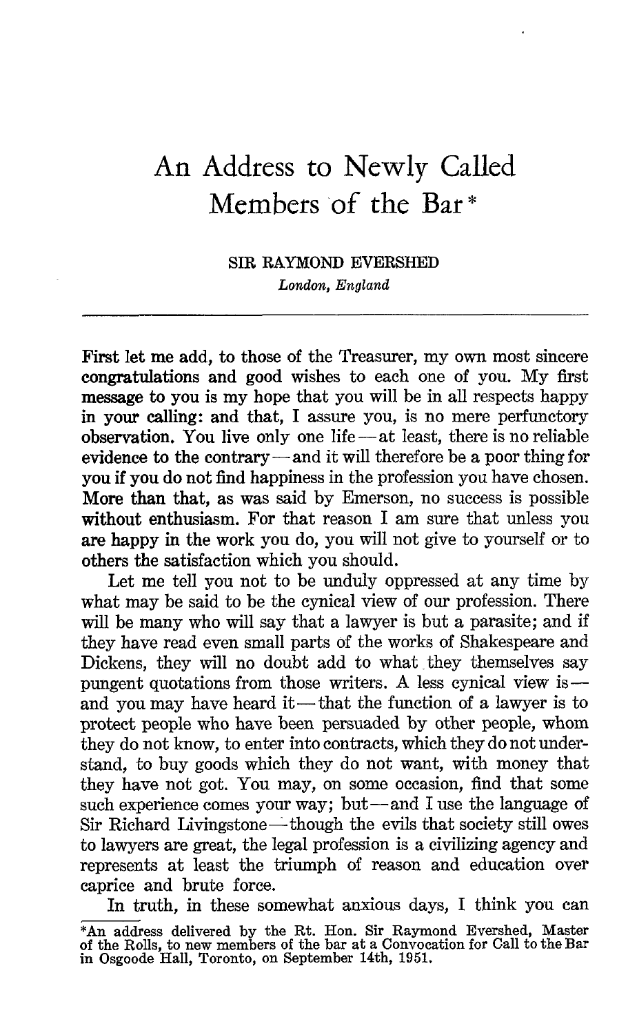# An Address to Newly Called Members of the Bar*

SIR RAYMOND EVERSHED

*London, England*

---

**First let me add,** to those of the Treasurer, my own most sincere congratulations and good wishes to each one of you. My first message to you is my hope that you will be in all respects happy in your calling: and that, I assure you, is no mere perfunctory observation. You live only one life — at least, there is no reliable evidence to the contrary — and it will therefore be a poor thing for you if you do not find happiness in the profession you have chosen. More than that, as was said by Emerson, no success is possible without enthusiasm. For that reason I am sure that unless you are happy in the work you do, you will not give to yourself or to others the satisfaction which you should.

Let me tell you not to be unduly oppressed at any time by what may be said to be the cynical view of our profession. There will be many who will say that a lawyer is but a parasite; and if they have read even small parts of the works of Shakespeare and Dickens, they will no doubt add to what they themselves say pungent quotations from those writers. A less cynical view is — and you may have heard it — that the function of a lawyer is to protect people who have been persuaded by other people, whom they do not know, to enter into contracts, which they do not understand, to buy goods which they do not want, with money that they have not got. You may, on some occasion, find that some such experience comes your way; but — and I use the language of Sir Richard Livingstone — though the evils that society still owes to lawyers are great, the legal profession is a civilizing agency and represents at least the triumph of reason and education over caprice and brute force.

In truth, in these somewhat anxious days, I think you can

*An address delivered by the Rt. Hon. Sir Raymond Evershed, Master of the Rolls, to new members of the bar at a Convocation for Call to the Bar in Osgoode Hall, Toronto, on September 14th, 1951.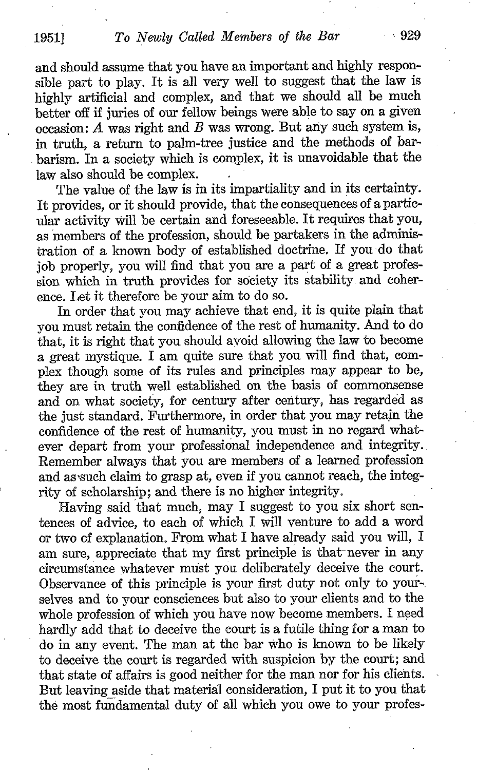and should assume that you have an important and highly responsible part to play. It is all very well to suggest that the law is highly artificial and complex, and that we should all be much better off if juries of our fellow beings were able to say on a given occasion: *A* was right and *B* was wrong. But any such system is, in truth, a return to palm-tree justice and the methods of barbarism. In a society which is complex, it is unavoidable that the law also should be complex.

The value of the law is in its impartiality and in its certainty. It provides, or it should provide, that the consequences of a particular activity will be certain and foreseeable. It requires that you, as members of the profession, should be partakers in the administration of a known body of established doctrine. If you do that job properly, you will find that you are a part of a great profession which in truth provides for society its stability and coherence. Let it therefore be your aim to do so.

In order that you may achieve that end, it is quite plain that you must retain the confidence of the rest of humanity. And to do that, it is right that you should avoid allowing the law to become a great mystique. I am quite sure that you will find that, complex though some of its rules and principles may appear to be, they are in truth well established on the basis of commonsense and on what society, for century after century, has regarded as the just standard. Furthermore, in order that you may retain the confidence of the rest of humanity, you must in no regard whatever depart from your professional independence and integrity. Remember always that you are members of a learned profession and as such claim to grasp at, even if you cannot reach, the integrity of scholarship; and there is no higher integrity.

Having said that much, may I suggest to you six short sentences of advice, to each of which I will venture to add a word or two of explanation. From what I have already said you will, I am sure, appreciate that my first principle is that never in any circumstance whatever must you deliberately deceive the court. Observance of this principle is your first duty not only to yourselves and to your consciences but also to your clients and to the whole profession of which you have now become members. I need hardly add that to deceive the court is a futile thing for a man to do in any event. The man at the bar who is known to be likely to deceive the court is regarded with suspicion by the court; and that state of affairs is good neither for the man nor for his clients. But leaving aside that material consideration, I put it to you that the most fundamental duty of all which you owe to your profes-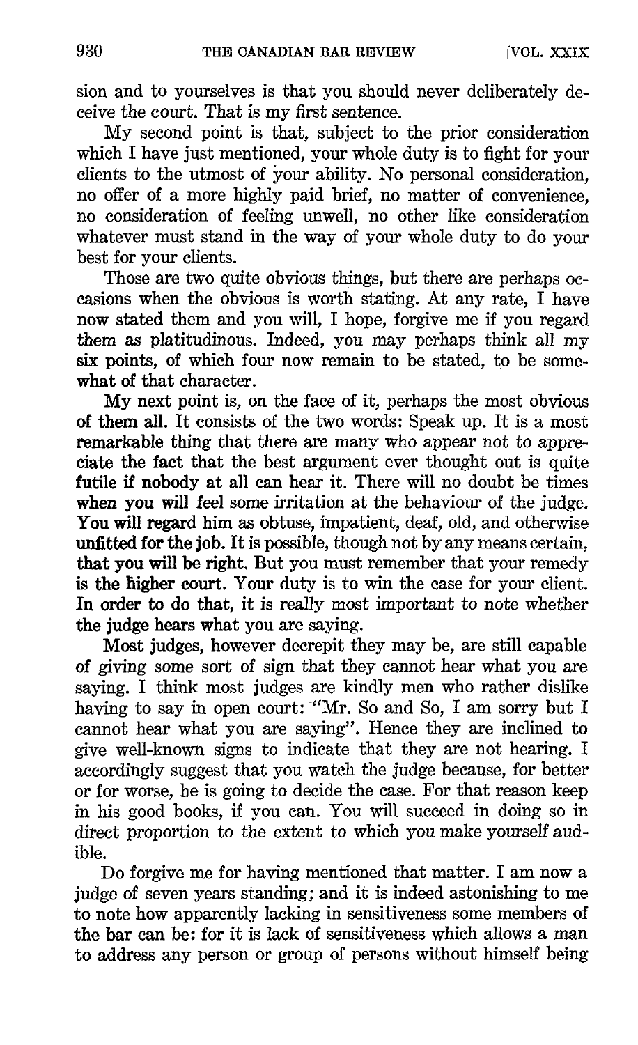sion and to yourselves is that you should never deliberately deceive the court. That is my first sentence.

My second point is that, subject to the prior consideration which I have just mentioned, your whole duty is to fight for your clients to the utmost of your ability. No personal consideration, no offer of a more highly paid brief, no matter of convenience, no consideration of feeling unwell, no other like consideration whatever must stand in the way of your whole duty to do your best for your clients.

Those are two quite obvious things, but there are perhaps occasions when the obvious is worth stating. At any rate, I have now stated them and you will, I hope, forgive me if you regard them as platitudinous. Indeed, you may perhaps think all my six points, of which four now remain to be stated, to be somewhat of that character.

My next point is, on the face of it, perhaps the most obvious of them all. It consists of the two words: Speak up. It is a most remarkable thing that there are many who appear not to appreciate the fact that the best argument ever thought out is quite futile if nobody at all can hear it. There will no doubt be times when you will feel some irritation at the behaviour of the judge. You will regard him as obtuse, impatient, deaf, old, and otherwise unfitted for the job. It is possible, though not by any means certain, that you will be right. But you must remember that your remedy is the higher court. Your duty is to win the case for your client. In order to do that, it is really most important to note whether the judge hears what you are saying.

Most judges, however decrepit they may be, are still capable of giving some sort of sign that they cannot hear what you are saying. I think most judges are kindly men who rather dislike having to say in open court: "Mr. So and So, I am sorry but I cannot hear what you are saying". Hence they are inclined to give well-known signs to indicate that they are not hearing. I accordingly suggest that you watch the judge because, for better or for worse, he is going to decide the case. For that reason keep in his good books, if you can. You will succeed in doing so in direct proportion to the extent to which you make yourself audible.

Do forgive me for having mentioned that matter. I am now a judge of seven years standing; and it is indeed astonishing to me to note how apparently lacking in sensitiveness some members of the bar can be: for it is lack of sensitiveness which allows a man to address any person or group of persons without himself being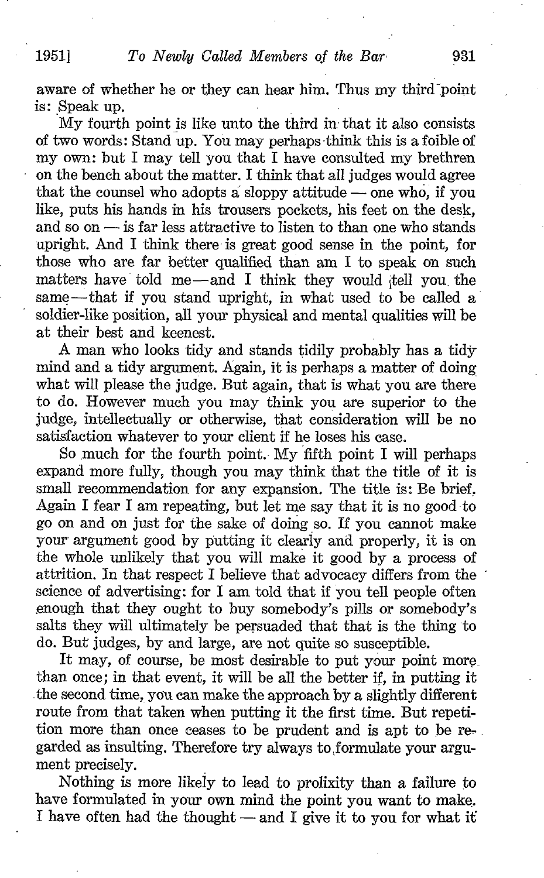aware of whether he or they can hear him. Thus my third point is: Speak up.

My fourth point is like unto the third in that it also consists of two words: Stand up. You may perhaps think this is a foible of my own: but I may tell you that I have consulted my brethren on the bench about the matter. I think that all judges would agree that the counsel who adopts a sloppy attitude — one who, if you like, puts his hands in his trousers pockets, his feet on the desk, and so on — is far less attractive to listen to than one who stands upright. And I think there is great good sense in the point, for those who are far better qualified than am I to speak on such matters have told me — and I think they would tell you the same — that if you stand upright, in what used to be called a soldier-like position, all your physical and mental qualities will be at their best and keenest.

A man who looks tidy and stands tidily probably has a tidy mind and a tidy argument. Again, it is perhaps a matter of doing what will please the judge. But again, that is what you are there to do. However much you may think you are superior to the judge, intellectually or otherwise, that consideration will be no satisfaction whatever to your client if he loses his case.

So much for the fourth point. My fifth point I will perhaps expand more fully, though you may think that the title of it is small recommendation for any expansion. The title is: Be brief. Again I fear I am repeating, but let me say that it is no good to go on and on just for the sake of doing so. If you cannot make your argument good by putting it clearly and properly, it is on the whole unlikely that you will make it good by a process of attrition. In that respect I believe that advocacy differs from the science of advertising: for I am told that if you tell people often enough that they ought to buy somebody's pills or somebody's salts they will ultimately be persuaded that that is the thing to do. But judges, by and large, are not quite so susceptible.

It may, of course, be most desirable to put your point more than once; in that event, it will be all the better if, in putting it the second time, you can make the approach by a slightly different route from that taken when putting it the first time. But repetition more than once ceases to be prudent and is apt to be regarded as insulting. Therefore try always to formulate your argument precisely.

Nothing is more likely to lead to prolixity than a failure to have formulated in your own mind the point you want to make. I have often had the thought — and I give it to you for what it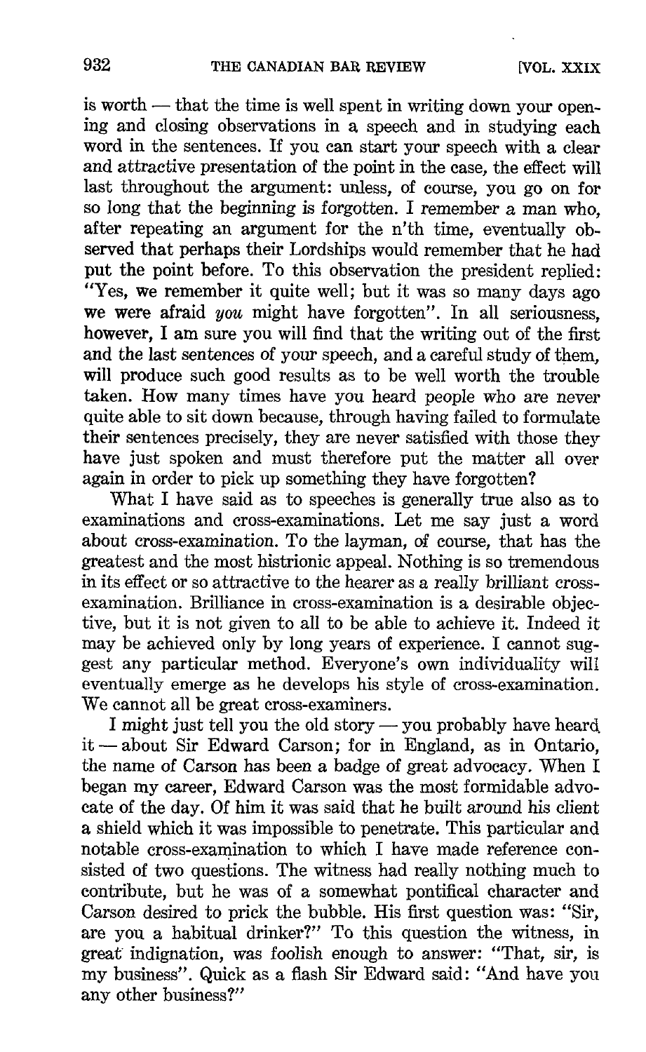is worth — that the time is well spent in writing down your opening and closing observations in a speech and in studying each word in the sentences. If you can start your speech with a clear and attractive presentation of the point in the case, the effect will last throughout the argument: unless, of course, you go on for so long that the beginning is forgotten. I remember a man who, after repeating an argument for the n'th time, eventually observed that perhaps their Lordships would remember that he had put the point before. To this observation the president replied: "Yes, we remember it quite well; but it was so many days ago we were afraid *you* might have forgotten". In all seriousness, however, I am sure you will find that the writing out of the first and the last sentences of your speech, and a careful study of them, will produce such good results as to be well worth the trouble taken. How many times have you heard people who are never quite able to sit down because, through having failed to formulate their sentences precisely, they are never satisfied with those they have just spoken and must therefore put the matter all over again in order to pick up something they have forgotten?

What I have said as to speeches is generally true also as to examinations and cross-examinations. Let me say just a word about cross-examination. To the layman, of course, that has the greatest and the most histrionic appeal. Nothing is so tremendous in its effect or so attractive to the hearer as a really brilliant cross-examination. Brilliance in cross-examination is a desirable objective, but it is not given to all to be able to achieve it. Indeed it may be achieved only by long years of experience. I cannot suggest any particular method. Everyone's own individuality will eventually emerge as he develops his style of cross-examination. We cannot all be great cross-examiners.

I might just tell you the old story — you probably have heard it — about Sir Edward Carson; for in England, as in Ontario, the name of Carson has been a badge of great advocacy. When I began my career, Edward Carson was the most formidable advocate of the day. Of him it was said that he built around his client a shield which it was impossible to penetrate. This particular and notable cross-examination to which I have made reference consisted of two questions. The witness had really nothing much to contribute, but he was of a somewhat pontifical character and Carson desired to prick the bubble. His first question was: "Sir, are you a habitual drinker?" To this question the witness, in great indignation, was foolish enough to answer: "That, sir, is my business". Quick as a flash Sir Edward said: "And have you any other business?"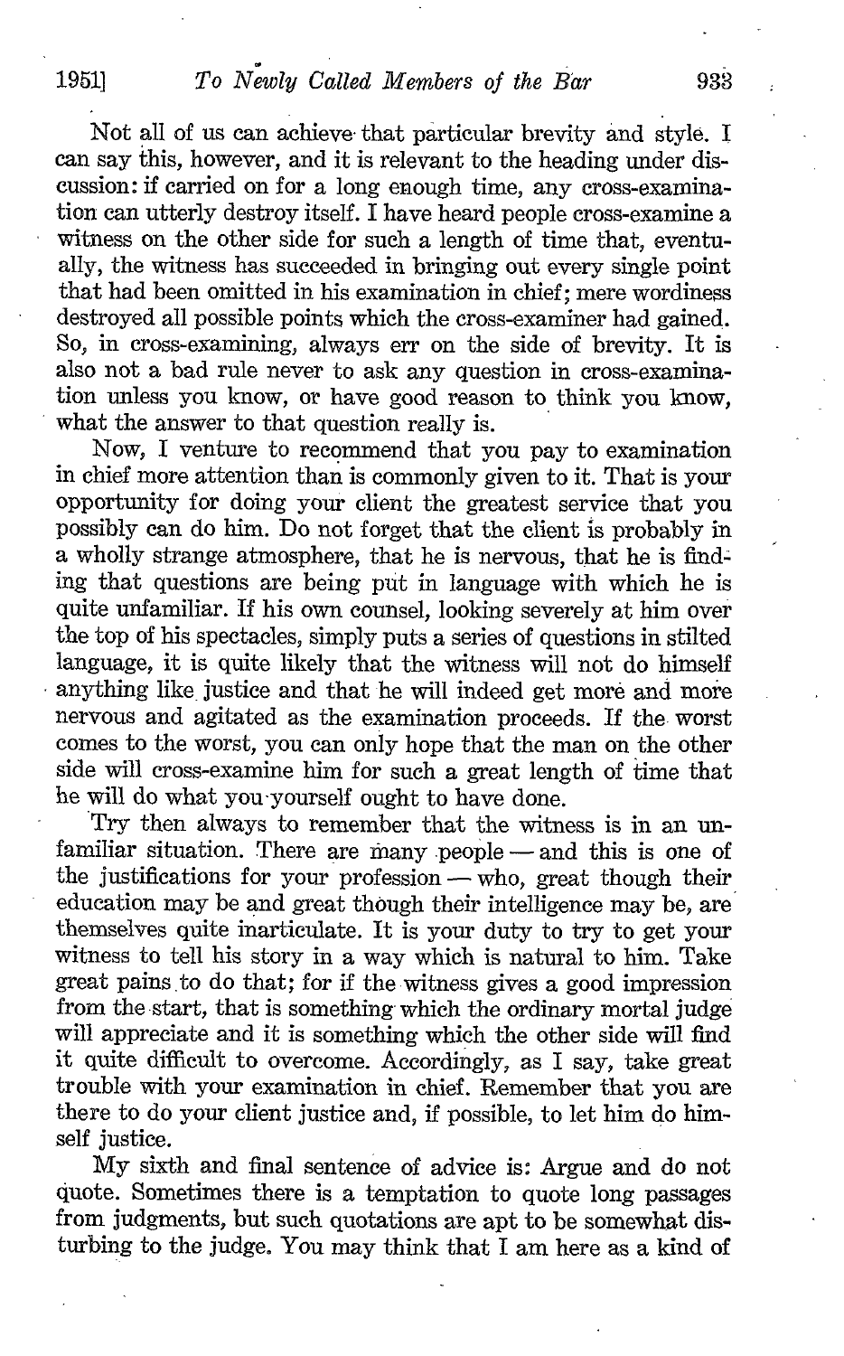Not all of us can achieve that particular brevity and style. I can say this, however, and it is relevant to the heading under discussion: if carried on for a long enough time, any cross-examination can utterly destroy itself. I have heard people cross-examine a witness on the other side for such a length of time that, eventually, the witness has succeeded in bringing out every single point that had been omitted in his examination in chief; mere wordiness destroyed all possible points which the cross-examiner had gained. So, in cross-examining, always err on the side of brevity. It is also not a bad rule never to ask any question in cross-examination unless you know, or have good reason to think you know, what the answer to that question really is.

Now, I venture to recommend that you pay to examination in chief more attention than is commonly given to it. That is your opportunity for doing your client the greatest service that you possibly can do him. Do not forget that the client is probably in a wholly strange atmosphere, that he is nervous, that he is finding that questions are being put in language with which he is quite unfamiliar. If his own counsel, looking severely at him over the top of his spectacles, simply puts a series of questions in stilted language, it is quite likely that the witness will not do himself anything like justice and that he will indeed get more and more nervous and agitated as the examination proceeds. If the worst comes to the worst, you can only hope that the man on the other side will cross-examine him for such a great length of time that he will do what you yourself ought to have done.

Try then always to remember that the witness is in an unfamiliar situation. There are many people — and this is one of the justifications for your profession — who, great though their education may be and great though their intelligence may be, are themselves quite inarticulate. It is your duty to try to get your witness to tell his story in a way which is natural to him. Take great pains to do that; for if the witness gives a good impression from the start, that is something which the ordinary mortal judge will appreciate and it is something which the other side will find it quite difficult to overcome. Accordingly, as I say, take great trouble with your examination in chief. Remember that you are there to do your client justice and, if possible, to let him do himself justice.

My sixth and final sentence of advice is: Argue and do not quote. Sometimes there is a temptation to quote long passages from judgments, but such quotations are apt to be somewhat disturbing to the judge. You may think that I am here as a kind of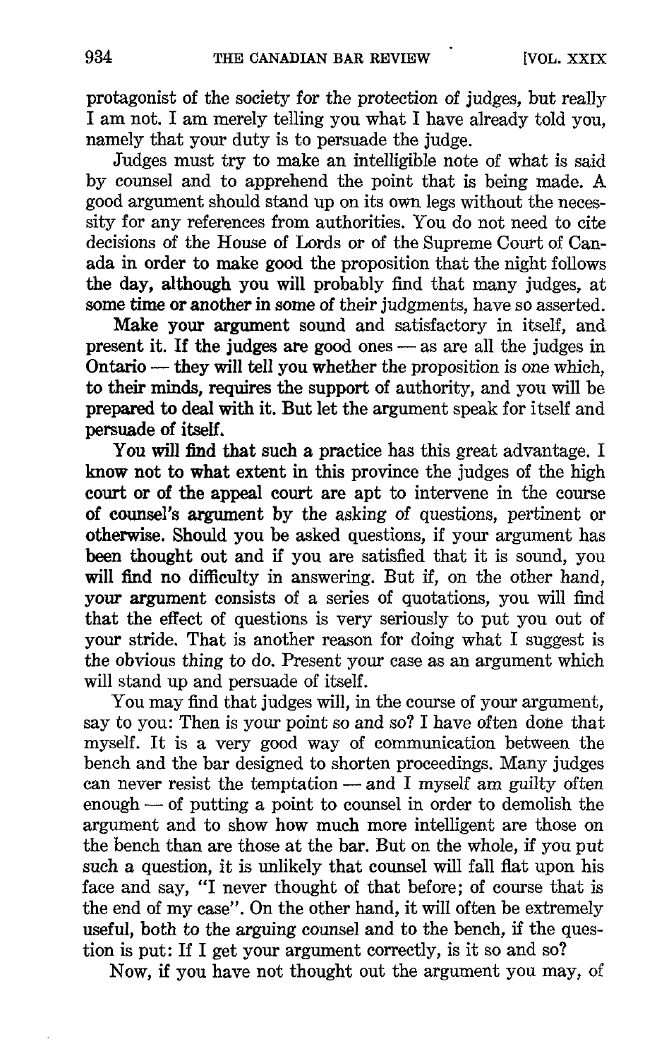protagonist of the society for the protection of judges, but really I am not. I am merely telling you what I have already told you, namely that your duty is to persuade the judge.

Judges must try to make an intelligible note of what is said by counsel and to apprehend the point that is being made. A good argument should stand up on its own legs without the necessity for any references from authorities. You do not need to cite decisions of the House of Lords or of the Supreme Court of Canada in order to make good the proposition that the night follows the day, although you will probably find that many judges, at some time or another in some of their judgments, have so asserted.

Make your argument sound and satisfactory in itself, and present it. If the judges are good ones — as are all the judges in Ontario — they will tell you whether the proposition is one which, to their minds, requires the support of authority, and you will be prepared to deal with it. But let the argument speak for itself and persuade of itself.

You will find that such a practice has this great advantage. I know not to what extent in this province the judges of the high court or of the appeal court are apt to intervene in the course of counsel's argument by the asking of questions, pertinent or otherwise. Should you be asked questions, if your argument has been thought out and if you are satisfied that it is sound, you will find no difficulty in answering. But if, on the other hand, your argument consists of a series of quotations, you will find that the effect of questions is very seriously to put you out of your stride. That is another reason for doing what I suggest is the obvious thing to do. Present your case as an argument which will stand up and persuade of itself.

You may find that judges will, in the course of your argument, say to you: Then is your point so and so? I have often done that myself. It is a very good way of communication between the bench and the bar designed to shorten proceedings. Many judges can never resist the temptation — and I myself am guilty often enough — of putting a point to counsel in order to demolish the argument and to show how much more intelligent are those on the bench than are those at the bar. But on the whole, if you put such a question, it is unlikely that counsel will fall flat upon his face and say, "I never thought of that before; of course that is the end of my case". On the other hand, it will often be extremely useful, both to the arguing counsel and to the bench, if the question is put: If I get your argument correctly, is it so and so?

Now, if you have not thought out the argument you may, of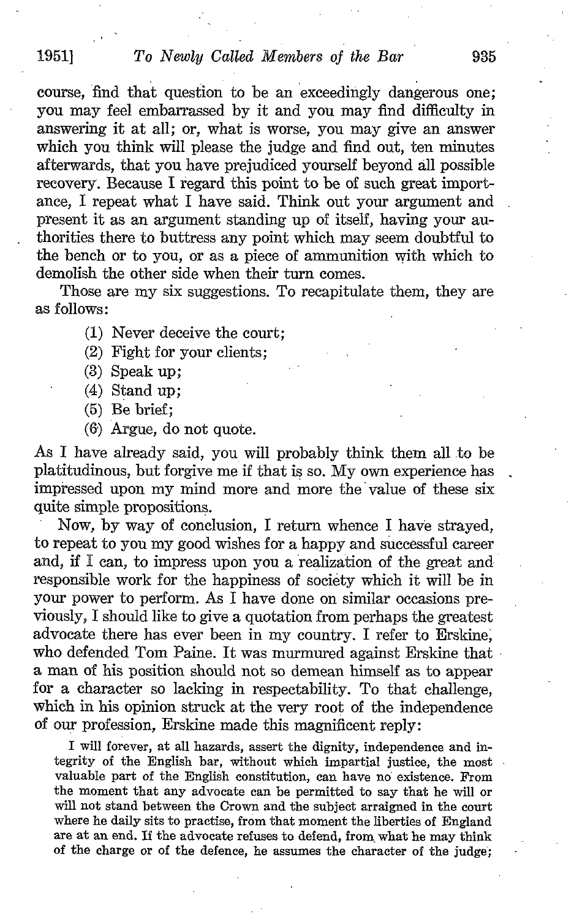course, find that question to be an exceedingly dangerous one; you may feel embarrassed by it and you may find difficulty in answering it at all; or, what is worse, you may give an answer which you think will please the judge and find out, ten minutes afterwards, that you have prejudiced yourself beyond all possible recovery. Because I regard this point to be of such great importance, I repeat what I have said. Think out your argument and present it as an argument standing up of itself, having your authorities there to buttress any point which may seem doubtful to the bench or to you, or as a piece of ammunition with which to demolish the other side when their turn comes.

Those are my six suggestions. To recapitulate them, they are as follows:

(1) Never deceive the court;
(2) Fight for your clients;
(3) Speak up;
(4) Stand up;
(5) Be brief;
(6) Argue, do not quote.

As I have already said, you will probably think them all to be platitudinous, but forgive me if that is so. My own experience has impressed upon my mind more and more the value of these six quite simple propositions.

Now, by way of conclusion, I return whence I have strayed, to repeat to you my good wishes for a happy and successful career and, if I can, to impress upon you a realization of the great and responsible work for the happiness of society which it will be in your power to perform. As I have done on similar occasions previously, I should like to give a quotation from perhaps the greatest advocate there has ever been in my country. I refer to Erskine, who defended Tom Paine. It was murmured against Erskine that a man of his position should not so demean himself as to appear for a character so lacking in respectability. To that challenge, which in his opinion struck at the very root of the independence of our profession, Erskine made this magnificent reply:

> I will forever, at all hazards, assert the dignity, independence and integrity of the English bar, without which impartial justice, the most valuable part of the English constitution, can have no existence. From the moment that any advocate can be permitted to say that he will or will not stand between the Crown and the subject arraigned in the court where he daily sits to practise, from that moment the liberties of England are at an end. If the advocate refuses to defend, from what he may think of the charge or of the defence, he assumes the character of the judge;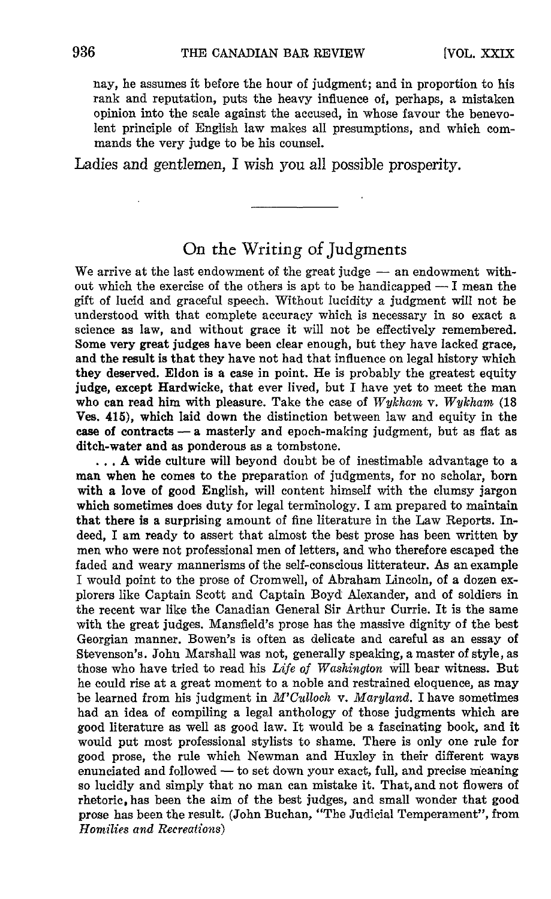nay, he assumes it before the hour of judgment; and in proportion to his rank and reputation, puts the heavy influence of, perhaps, a mistaken opinion into the scale against the accused, in whose favour the benevolent principle of English law makes all presumptions, and which commands the very judge to be his counsel.

Ladies and gentlemen, I wish you all possible prosperity.

---

## On the Writing of Judgments

We arrive at the last endowment of the great judge — an endowment without which the exercise of the others is apt to be handicapped — I mean the gift of lucid and graceful speech. Without lucidity a judgment will not be understood with that complete accuracy which is necessary in so exact a science as law, and without grace it will not be effectively remembered. Some very great judges have been clear enough, but they have lacked grace, and the result is that they have not had that influence on legal history which they deserved. Eldon is a case in point. He is probably the greatest equity judge, except Hardwicke, that ever lived, but I have yet to meet the man who can read him with pleasure. Take the case of *Wykham* v. *Wykham* (18 Ves. 415), which laid down the distinction between law and equity in the case of contracts — a masterly and epoch-making judgment, but as flat as ditch-water and as ponderous as a tombstone.

. . . A wide culture will beyond doubt be of inestimable advantage to a man when he comes to the preparation of judgments, for no scholar, born with a love of good English, will content himself with the clumsy jargon which sometimes does duty for legal terminology. I am prepared to maintain that there is a surprising amount of fine literature in the Law Reports. Indeed, I am ready to assert that almost the best prose has been written by men who were not professional men of letters, and who therefore escaped the faded and weary mannerisms of the self-conscious litterateur. As an example I would point to the prose of Cromwell, of Abraham Lincoln, of a dozen explorers like Captain Scott and Captain Boyd Alexander, and of soldiers in the recent war like the Canadian General Sir Arthur Currie. It is the same with the great judges. Mansfield's prose has the massive dignity of the best Georgian manner. Bowen's is often as delicate and careful as an essay of Stevenson's. John Marshall was not, generally speaking, a master of style, as those who have tried to read his *Life of Washington* will bear witness. But he could rise at a great moment to a noble and restrained eloquence, as may be learned from his judgment in *M'Culloch* v. *Maryland*. I have sometimes had an idea of compiling a legal anthology of those judgments which are good literature as well as good law. It would be a fascinating book, and it would put most professional stylists to shame. There is only one rule for good prose, the rule which Newman and Huxley in their different ways enunciated and followed — to set down your exact, full, and precise meaning so lucidly and simply that no man can mistake it. That, and not flowers of rhetoric, has been the aim of the best judges, and small wonder that good prose has been the result. (John Buchan, "The Judicial Temperament", from *Homilies and Recreations*)